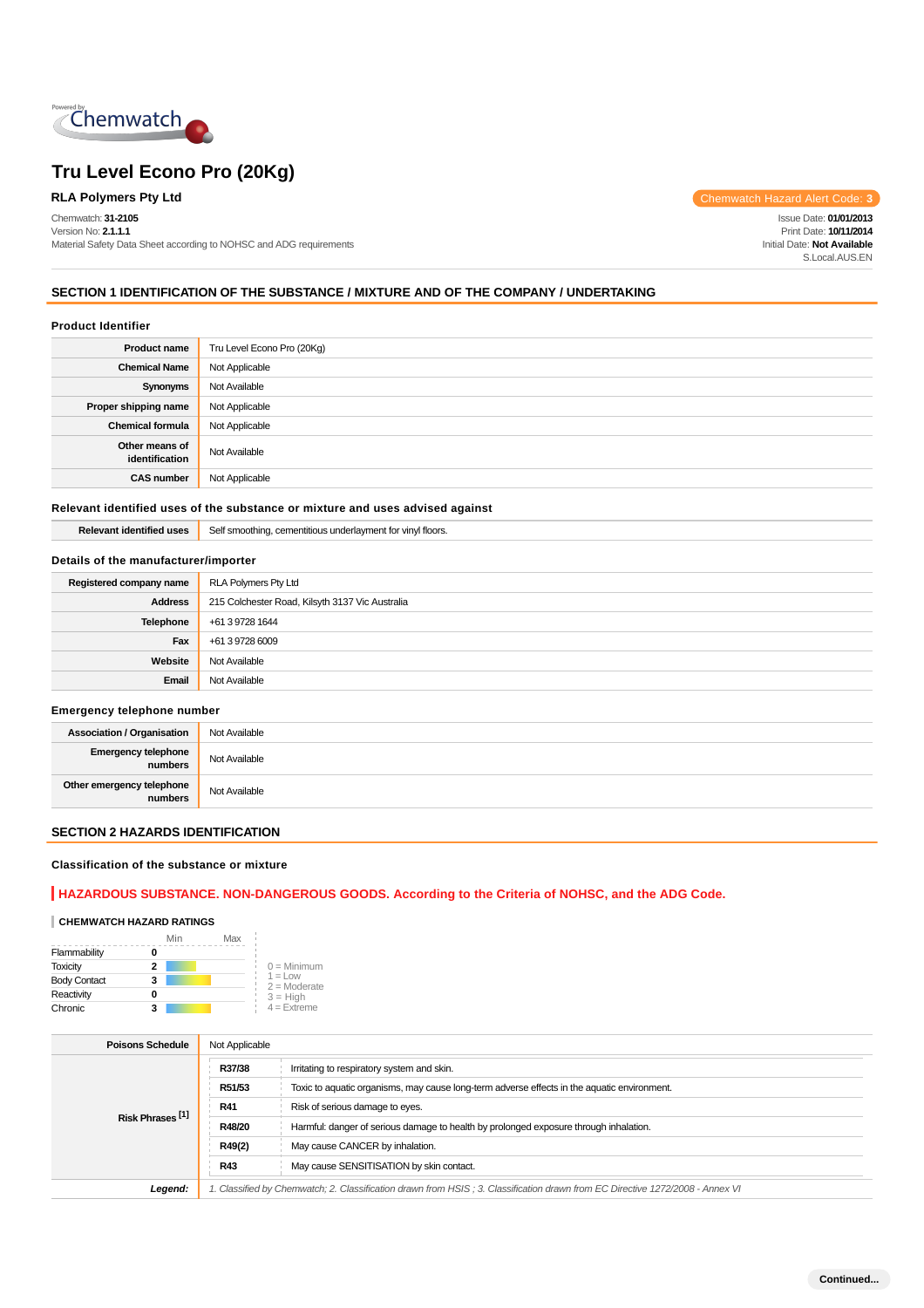Powered by Chemwatch

# Tru Level Econo Pro (20Kg)

**RLA Polymers Pty Ltd**

Chemwatch Hazard Alert Code: **3**

Chemwatch: **31-2105**
Version No: **2.1.1.1**
Material Safety Data Sheet according to NOHSC and ADG requirements

Issue Date: **01/01/2013**
Print Date: **10/11/2014**
Initial Date: **Not Available**
S.Local.AUS.EN

## SECTION 1 IDENTIFICATION OF THE SUBSTANCE / MIXTURE AND OF THE COMPANY / UNDERTAKING

### Product Identifier

| | |
|---|---|
| **Product name** | Tru Level Econo Pro (20Kg) |
| **Chemical Name** | Not Applicable |
| **Synonyms** | Not Available |
| **Proper shipping name** | Not Applicable |
| **Chemical formula** | Not Applicable |
| **Other means of identification** | Not Available |
| **CAS number** | Not Applicable |

### Relevant identified uses of the substance or mixture and uses advised against

| | |
|---|---|
| **Relevant identified uses** | Self smoothing, cementitious underlayment for vinyl floors. |

### Details of the manufacturer/importer

| | |
|---|---|
| **Registered company name** | RLA Polymers Pty Ltd |
| **Address** | 215 Colchester Road, Kilsyth 3137 Vic Australia |
| **Telephone** | +61 3 9728 1644 |
| **Fax** | +61 3 9728 6009 |
| **Website** | Not Available |
| **Email** | Not Available |

### Emergency telephone number

| | |
|---|---|
| **Association / Organisation** | Not Available |
| **Emergency telephone numbers** | Not Available |
| **Other emergency telephone numbers** | Not Available |

## SECTION 2 HAZARDS IDENTIFICATION

### Classification of the substance or mixture

**HAZARDOUS SUBSTANCE. NON-DANGEROUS GOODS. According to the Criteria of NOHSC, and the ADG Code.**

**CHEMWATCH HAZARD RATINGS**

| | Rating |
|---|---|
| Flammability | 0 |
| Toxicity | 2 |
| Body Contact | 3 |
| Reactivity | 0 |
| Chronic | 3 |

Min Max

0 = Minimum
1 = Low
2 = Moderate
3 = High
4 = Extreme

| | | |
|---|---|---|
| **Poisons Schedule** | Not Applicable | |
| **Risk Phrases [1]** | **R37/38** | Irritating to respiratory system and skin. |
| | **R51/53** | Toxic to aquatic organisms, may cause long-term adverse effects in the aquatic environment. |
| | **R41** | Risk of serious damage to eyes. |
| | **R48/20** | Harmful: danger of serious damage to health by prolonged exposure through inhalation. |
| | **R49(2)** | May cause CANCER by inhalation. |
| | **R43** | May cause SENSITISATION by skin contact. |
| ***Legend:*** | *1. Classified by Chemwatch; 2. Classification drawn from HSIS ; 3. Classification drawn from EC Directive 1272/2008 - Annex VI* | |

**Continued...**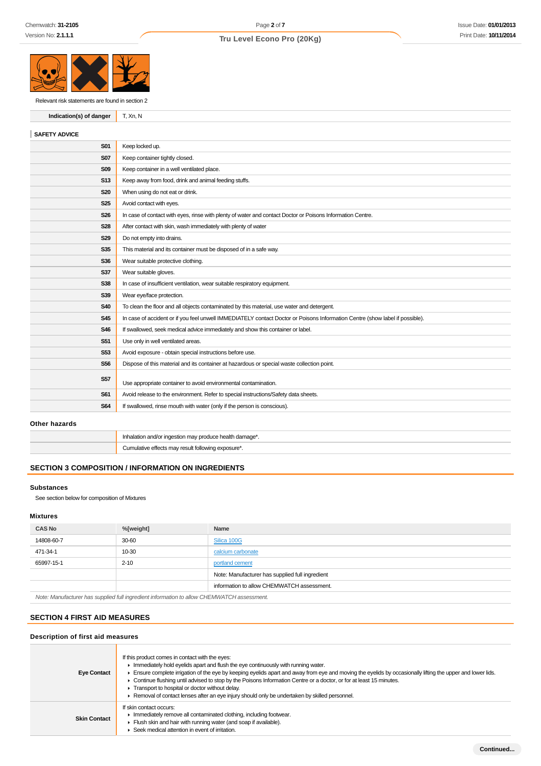Relevant risk statements are found in section 2

| | |
|---|---|
| **Indication(s) of danger** | T, Xn, N |

### SAFETY ADVICE

| | |
|---|---|
| **S01** | Keep locked up. |
| **S07** | Keep container tightly closed. |
| **S09** | Keep container in a well ventilated place. |
| **S13** | Keep away from food, drink and animal feeding stuffs. |
| **S20** | When using do not eat or drink. |
| **S25** | Avoid contact with eyes. |
| **S26** | In case of contact with eyes, rinse with plenty of water and contact Doctor or Poisons Information Centre. |
| **S28** | After contact with skin, wash immediately with plenty of water |
| **S29** | Do not empty into drains. |
| **S35** | This material and its container must be disposed of in a safe way. |
| **S36** | Wear suitable protective clothing. |
| **S37** | Wear suitable gloves. |
| **S38** | In case of insufficient ventilation, wear suitable respiratory equipment. |
| **S39** | Wear eye/face protection. |
| **S40** | To clean the floor and all objects contaminated by this material, use water and detergent. |
| **S45** | In case of accident or if you feel unwell IMMEDIATELY contact Doctor or Poisons Information Centre (show label if possible). |
| **S46** | If swallowed, seek medical advice immediately and show this container or label. |
| **S51** | Use only in well ventilated areas. |
| **S53** | Avoid exposure - obtain special instructions before use. |
| **S56** | Dispose of this material and its container at hazardous or special waste collection point. |
| **S57** | Use appropriate container to avoid environmental contamination. |
| **S61** | Avoid release to the environment. Refer to special instructions/Safety data sheets. |
| **S64** | If swallowed, rinse mouth with water (only if the person is conscious). |

### Other hazards

| | |
|---|---|
| | Inhalation and/or ingestion may produce health damage*. |
| | Cumulative effects may result following exposure*. |

## SECTION 3 COMPOSITION / INFORMATION ON INGREDIENTS

### Substances

See section below for composition of Mixtures

### Mixtures

| CAS No | %[weight] | Name |
|---|---|---|
| 14808-60-7 | 30-60 | Silica 100G |
| 471-34-1 | 10-30 | calcium carbonate |
| 65997-15-1 | 2-10 | portland cement |
| | | Note: Manufacturer has supplied full ingredient |
| | | information to allow CHEMWATCH assessment. |

*Note: Manufacturer has supplied full ingredient information to allow CHEMWATCH assessment.*

## SECTION 4 FIRST AID MEASURES

### Description of first aid measures

| | |
|---|---|
| **Eye Contact** | If this product comes in contact with the eyes:<br>▸ Immediately hold eyelids apart and flush the eye continuously with running water.<br>▸ Ensure complete irrigation of the eye by keeping eyelids apart and away from eye and moving the eyelids by occasionally lifting the upper and lower lids.<br>▸ Continue flushing until advised to stop by the Poisons Information Centre or a doctor, or for at least 15 minutes.<br>▸ Transport to hospital or doctor without delay.<br>▸ Removal of contact lenses after an eye injury should only be undertaken by skilled personnel. |
| **Skin Contact** | If skin contact occurs:<br>▸ Immediately remove all contaminated clothing, including footwear.<br>▸ Flush skin and hair with running water (and soap if available).<br>▸ Seek medical attention in event of irritation. |

Continued...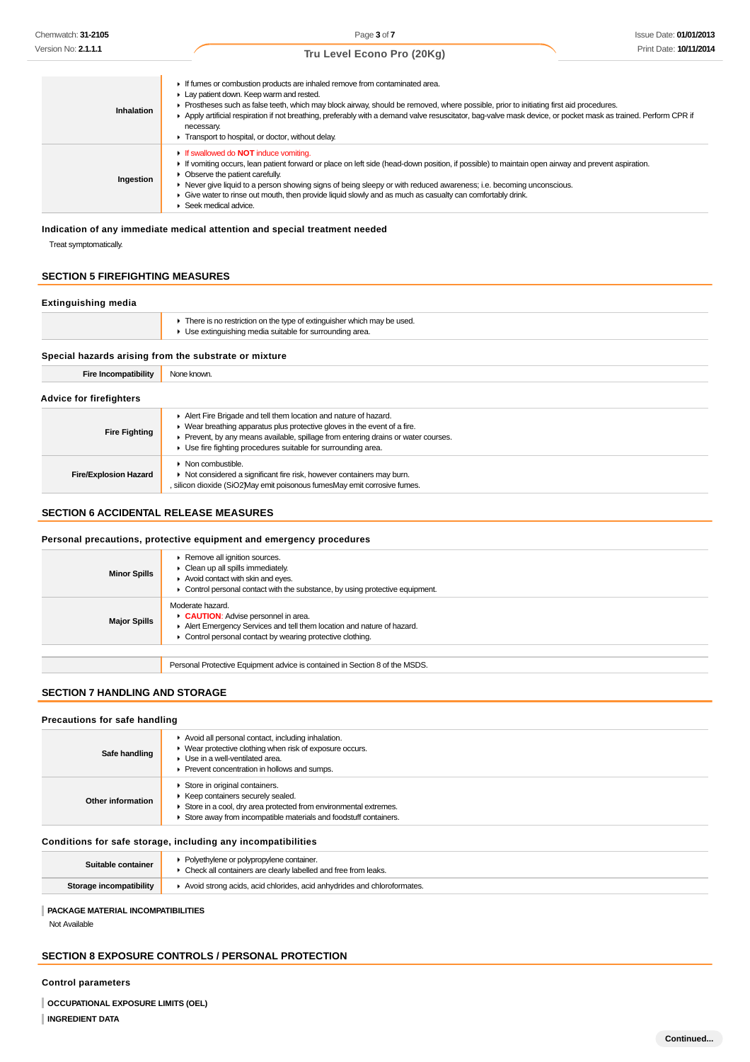| | |
|---|---|
| **Inhalation** | - If fumes or combustion products are inhaled remove from contaminated area.<br>- Lay patient down. Keep warm and rested.<br>- Prostheses such as false teeth, which may block airway, should be removed, where possible, prior to initiating first aid procedures.<br>- Apply artificial respiration if not breathing, preferably with a demand valve resuscitator, bag-valve mask device, or pocket mask as trained. Perform CPR if necessary.<br>- Transport to hospital, or doctor, without delay. |
| **Ingestion** | - If swallowed do **NOT** induce vomiting.<br>- If vomiting occurs, lean patient forward or place on left side (head-down position, if possible) to maintain open airway and prevent aspiration.<br>- Observe the patient carefully.<br>- Never give liquid to a person showing signs of being sleepy or with reduced awareness; i.e. becoming unconscious.<br>- Give water to rinse out mouth, then provide liquid slowly and as much as casualty can comfortably drink.<br>- Seek medical advice. |

### Indication of any immediate medical attention and special treatment needed

Treat symptomatically.

## SECTION 5 FIREFIGHTING MEASURES

### Extinguishing media

| | |
|---|---|
| | - There is no restriction on the type of extinguisher which may be used.<br>- Use extinguishing media suitable for surrounding area. |

### Special hazards arising from the substrate or mixture

| | |
|---|---|
| **Fire Incompatibility** | None known. |

### Advice for firefighters

| | |
|---|---|
| **Fire Fighting** | - Alert Fire Brigade and tell them location and nature of hazard.<br>- Wear breathing apparatus plus protective gloves in the event of a fire.<br>- Prevent, by any means available, spillage from entering drains or water courses.<br>- Use fire fighting procedures suitable for surrounding area. |
| **Fire/Explosion Hazard** | - Non combustible.<br>- Not considered a significant fire risk, however containers may burn.<br>, silicon dioxide ($SiO_2$)May emit poisonous fumesMay emit corrosive fumes. |

## SECTION 6 ACCIDENTAL RELEASE MEASURES

### Personal precautions, protective equipment and emergency procedures

| | |
|---|---|
| **Minor Spills** | - Remove all ignition sources.<br>- Clean up all spills immediately.<br>- Avoid contact with skin and eyes.<br>- Control personal contact with the substance, by using protective equipment. |
| **Major Spills** | Moderate hazard.<br>- **CAUTION**: Advise personnel in area.<br>- Alert Emergency Services and tell them location and nature of hazard.<br>- Control personal contact by wearing protective clothing. |

| | |
|---|---|
| | Personal Protective Equipment advice is contained in Section 8 of the MSDS. |

## SECTION 7 HANDLING AND STORAGE

### Precautions for safe handling

| | |
|---|---|
| **Safe handling** | - Avoid all personal contact, including inhalation.<br>- Wear protective clothing when risk of exposure occurs.<br>- Use in a well-ventilated area.<br>- Prevent concentration in hollows and sumps. |
| **Other information** | - Store in original containers.<br>- Keep containers securely sealed.<br>- Store in a cool, dry area protected from environmental extremes.<br>- Store away from incompatible materials and foodstuff containers. |

### Conditions for safe storage, including any incompatibilities

| | |
|---|---|
| **Suitable container** | - Polyethylene or polypropylene container.<br>- Check all containers are clearly labelled and free from leaks. |
| **Storage incompatibility** | - Avoid strong acids, acid chlorides, acid anhydrides and chloroformates. |

**PACKAGE MATERIAL INCOMPATIBILITIES**

Not Available

## SECTION 8 EXPOSURE CONTROLS / PERSONAL PROTECTION

### Control parameters

**OCCUPATIONAL EXPOSURE LIMITS (OEL)**

**INGREDIENT DATA**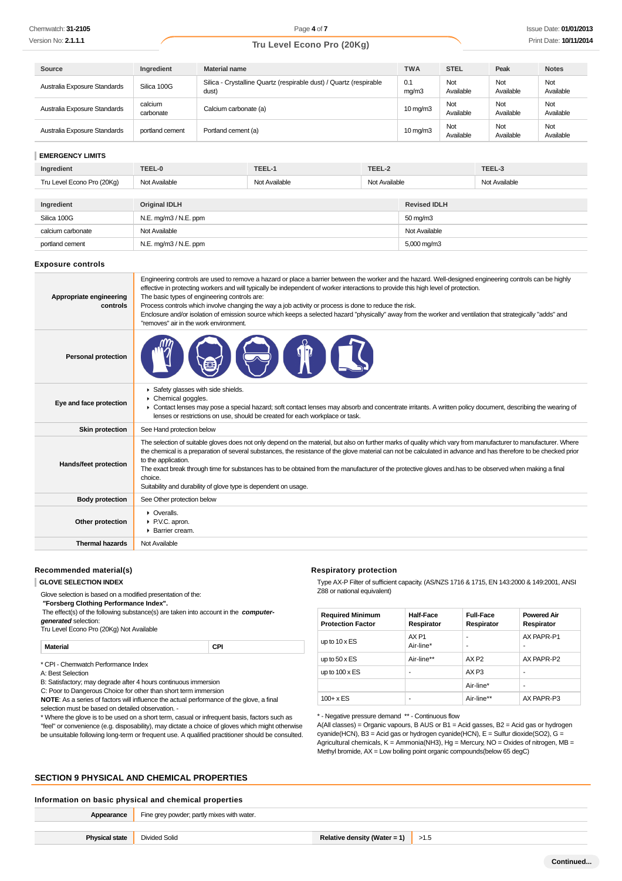| Source | Ingredient | Material name | TWA | STEL | Peak | Notes |
|---|---|---|---|---|---|---|
| Australia Exposure Standards | Silica 100G | Silica - Crystalline Quartz (respirable dust) / Quartz (respirable dust) | 0.1 mg/m3 | Not Available | Not Available | Not Available |
| Australia Exposure Standards | calcium carbonate | Calcium carbonate (a) | 10 mg/m3 | Not Available | Not Available | Not Available |
| Australia Exposure Standards | portland cement | Portland cement (a) | 10 mg/m3 | Not Available | Not Available | Not Available |

### EMERGENCY LIMITS

| Ingredient | TEEL-0 | TEEL-1 | TEEL-2 | TEEL-3 |
|---|---|---|---|---|
| Tru Level Econo Pro (20Kg) | Not Available | Not Available | Not Available | Not Available |

| Ingredient | Original IDLH | Revised IDLH |
|---|---|---|
| Silica 100G | N.E. mg/m3 / N.E. ppm | 50 mg/m3 |
| calcium carbonate | Not Available | Not Available |
| portland cement | N.E. mg/m3 / N.E. ppm | 5,000 mg/m3 |

## Exposure controls

| | |
|---|---|
| **Appropriate engineering controls** | Engineering controls are used to remove a hazard or place a barrier between the worker and the hazard. Well-designed engineering controls can be highly effective in protecting workers and will typically be independent of worker interactions to provide this high level of protection.<br>The basic types of engineering controls are:<br>Process controls which involve changing the way a job activity or process is done to reduce the risk.<br>Enclosure and/or isolation of emission source which keeps a selected hazard "physically" away from the worker and ventilation that strategically "adds" and "removes" air in the work environment. |
| **Personal protection** | |
| **Eye and face protection** | ▸ Safety glasses with side shields.<br>▸ Chemical goggles.<br>▸ Contact lenses may pose a special hazard; soft contact lenses may absorb and concentrate irritants. A written policy document, describing the wearing of lenses or restrictions on use, should be created for each workplace or task. |
| **Skin protection** | See Hand protection below |
| **Hands/feet protection** | The selection of suitable gloves does not only depend on the material, but also on further marks of quality which vary from manufacturer to manufacturer. Where the chemical is a preparation of several substances, the resistance of the glove material can not be calculated in advance and has therefore to be checked prior to the application.<br>The exact break through time for substances has to be obtained from the manufacturer of the protective gloves and.has to be observed when making a final choice.<br>Suitability and durability of glove type is dependent on usage. |
| **Body protection** | See Other protection below |
| **Other protection** | ▸ Overalls.<br>▸ P.V.C. apron.<br>▸ Barrier cream. |
| **Thermal hazards** | Not Available |

## Recommended material(s)

### GLOVE SELECTION INDEX

Glove selection is based on a modified presentation of the:

**"Forsberg Clothing Performance Index".**

The effect(s) of the following substance(s) are taken into account in the ***computer-generated*** selection:

Tru Level Econo Pro (20Kg) Not Available

| Material | CPI |
|---|---|

\* CPI - Chemwatch Performance Index

A: Best Selection

B: Satisfactory; may degrade after 4 hours continuous immersion

C: Poor to Dangerous Choice for other than short term immersion

**NOTE**: As a series of factors will influence the actual performance of the glove, a final selection must be based on detailed observation. -

\* Where the glove is to be used on a short term, casual or infrequent basis, factors such as "feel" or convenience (e.g. disposability), may dictate a choice of gloves which might otherwise be unsuitable following long-term or frequent use. A qualified practitioner should be consulted.

## Respiratory protection

Type AX-P Filter of sufficient capacity. (AS/NZS 1716 & 1715, EN 143:2000 & 149:2001, ANSI Z88 or national equivalent)

| Required Minimum Protection Factor | Half-Face Respirator | Full-Face Respirator | Powered Air Respirator |
|---|---|---|---|
| up to 10 x ES | AX P1<br>Air-line* | -<br>- | AX PAPR-P1<br>- |
| up to 50 x ES | Air-line** | AX P2 | AX PAPR-P2 |
| up to 100 x ES | - | AX P3 | - |
| | | Air-line* | - |
| 100+ x ES | - | Air-line** | AX PAPR-P3 |

\* - Negative pressure demand \*\* - Continuous flow

A(All classes) = Organic vapours, B AUS or B1 = Acid gasses, B2 = Acid gas or hydrogen cyanide(HCN), B3 = Acid gas or hydrogen cyanide(HCN), E = Sulfur dioxide($SO_2$), G = Agricultural chemicals, K = Ammonia($NH_3$), Hg = Mercury, NO = Oxides of nitrogen, MB = Methyl bromide, AX = Low boiling point organic compounds(below 65 degC)

# SECTION 9 PHYSICAL AND CHEMICAL PROPERTIES

## Information on basic physical and chemical properties

| | | | |
|---|---|---|---|
| **Appearance** | Fine grey powder; partly mixes with water. | | |
| **Physical state** | Divided Solid | **Relative density (Water = 1)** | >1.5 |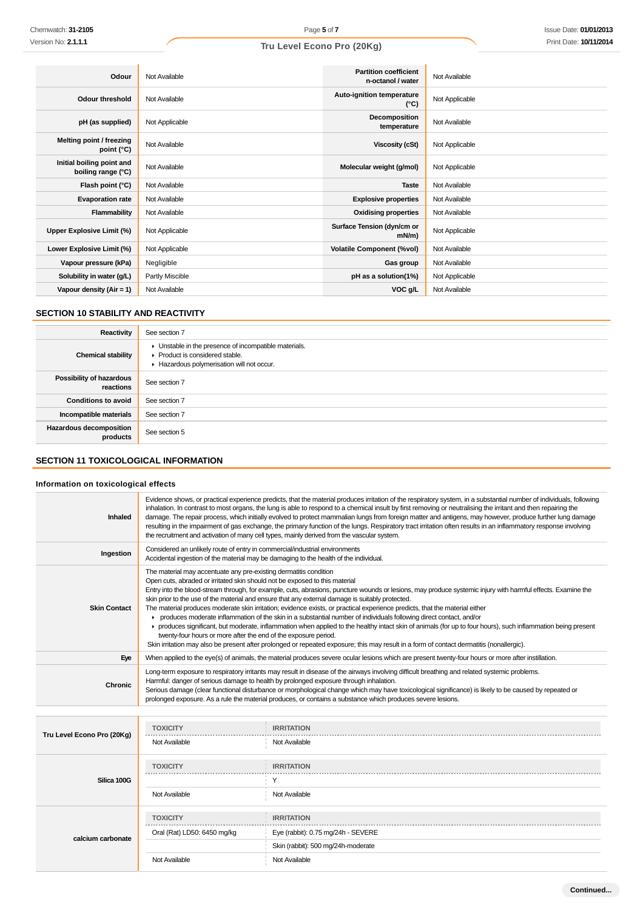| | | | |
|---|---|---|---|
| **Odour** | Not Available | **Partition coefficient n-octanol / water** | Not Available |
| **Odour threshold** | Not Available | **Auto-ignition temperature (°C)** | Not Applicable |
| **pH (as supplied)** | Not Applicable | **Decomposition temperature** | Not Available |
| **Melting point / freezing point (°C)** | Not Available | **Viscosity (cSt)** | Not Applicable |
| **Initial boiling point and boiling range (°C)** | Not Available | **Molecular weight (g/mol)** | Not Applicable |
| **Flash point (°C)** | Not Available | **Taste** | Not Available |
| **Evaporation rate** | Not Available | **Explosive properties** | Not Available |
| **Flammability** | Not Available | **Oxidising properties** | Not Available |
| **Upper Explosive Limit (%)** | Not Applicable | **Surface Tension (dyn/cm or mN/m)** | Not Applicable |
| **Lower Explosive Limit (%)** | Not Applicable | **Volatile Component (%vol)** | Not Available |
| **Vapour pressure (kPa)** | Negligible | **Gas group** | Not Available |
| **Solubility in water (g/L)** | Partly Miscible | **pH as a solution(1%)** | Not Applicable |
| **Vapour density (Air = 1)** | Not Available | **VOC g/L** | Not Available |

## SECTION 10 STABILITY AND REACTIVITY

| | |
|---|---|
| **Reactivity** | See section 7 |
| **Chemical stability** | ▸ Unstable in the presence of incompatible materials.<br>▸ Product is considered stable.<br>▸ Hazardous polymerisation will not occur. |
| **Possibility of hazardous reactions** | See section 7 |
| **Conditions to avoid** | See section 7 |
| **Incompatible materials** | See section 7 |
| **Hazardous decomposition products** | See section 5 |

## SECTION 11 TOXICOLOGICAL INFORMATION

### Information on toxicological effects

| | |
|---|---|
| **Inhaled** | Evidence shows, or practical experience predicts, that the material produces irritation of the respiratory system, in a substantial number of individuals, following inhalation. In contrast to most organs, the lung is able to respond to a chemical insult by first removing or neutralising the irritant and then repairing the damage. The repair process, which initially evolved to protect mammalian lungs from foreign matter and antigens, may however, produce further lung damage resulting in the impairment of gas exchange, the primary function of the lungs. Respiratory tract irritation often results in an inflammatory response involving the recruitment and activation of many cell types, mainly derived from the vascular system. |
| **Ingestion** | Considered an unlikely route of entry in commercial/industrial environments<br>Accidental ingestion of the material may be damaging to the health of the individual. |
| **Skin Contact** | The material may accentuate any pre-existing dermatitis condition<br>Open cuts, abraded or irritated skin should not be exposed to this material<br>Entry into the blood-stream through, for example, cuts, abrasions, puncture wounds or lesions, may produce systemic injury with harmful effects. Examine the skin prior to the use of the material and ensure that any external damage is suitably protected.<br>The material produces moderate skin irritation; evidence exists, or practical experience predicts, that the material either<br>▸ produces moderate inflammation of the skin in a substantial number of individuals following direct contact, and/or<br>▸ produces significant, but moderate, inflammation when applied to the healthy intact skin of animals (for up to four hours), such inflammation being present twenty-four hours or more after the end of the exposure period.<br>Skin irritation may also be present after prolonged or repeated exposure; this may result in a form of contact dermatitis (nonallergic). |
| **Eye** | When applied to the eye(s) of animals, the material produces severe ocular lesions which are present twenty-four hours or more after instillation. |
| **Chronic** | Long-term exposure to respiratory irritants may result in disease of the airways involving difficult breathing and related systemic problems.<br>Harmful: danger of serious damage to health by prolonged exposure through inhalation.<br>Serious damage (clear functional disturbance or morphological change which may have toxicological significance) is likely to be caused by repeated or prolonged exposure. As a rule the material produces, or contains a substance which produces severe lesions. |

| | TOXICITY | IRRITATION |
|---|---|---|
| **Tru Level Econo Pro (20Kg)** | Not Available | Not Available |
| **Silica 100G** | TOXICITY | IRRITATION |
| | | Y |
| | Not Available | Not Available |
| **calcium carbonate** | TOXICITY | IRRITATION |
| | Oral (Rat) LD50: 6450 mg/kg | Eye (rabbit): 0.75 mg/24h - SEVERE |
| | | Skin (rabbit): 500 mg/24h-moderate |
| | Not Available | Not Available |

Continued...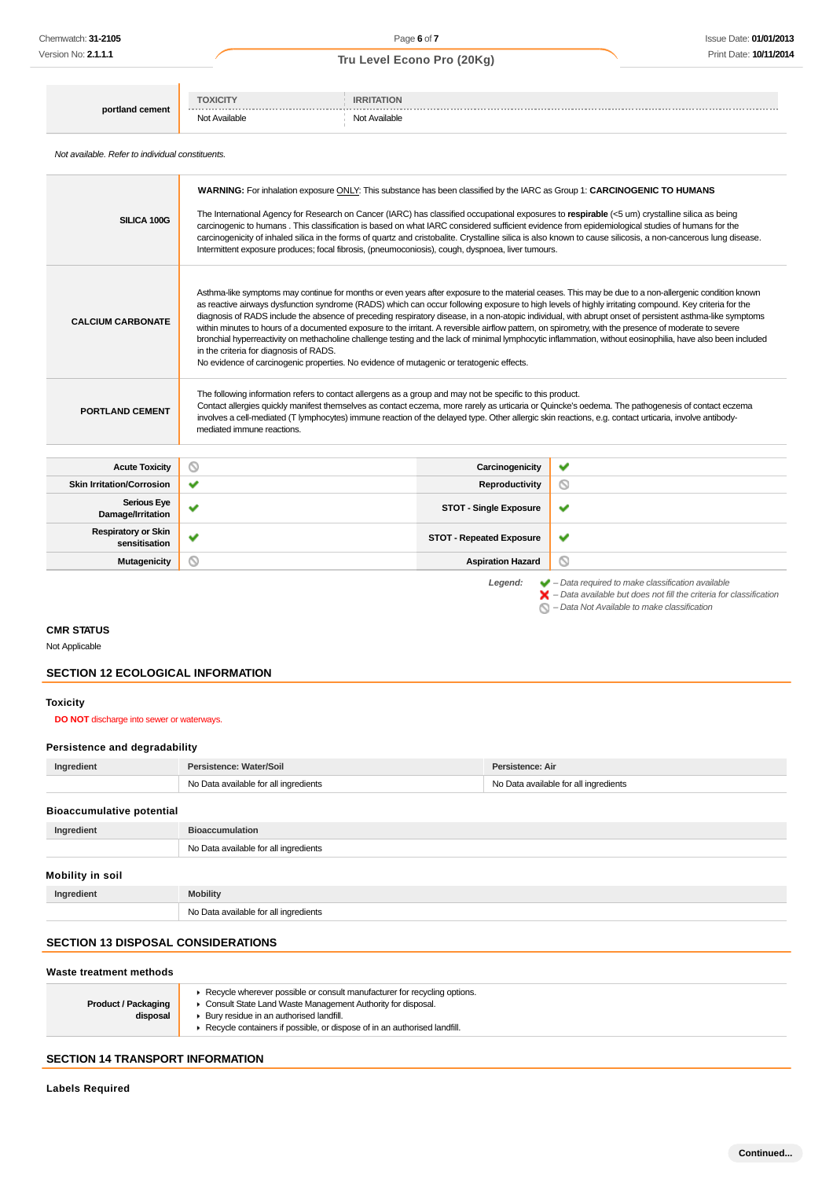| portland cement | TOXICITY | IRRITATION |
|---|---|---|
| | Not Available | Not Available |

*Not available. Refer to individual constituents.*

| | |
|---|---|
| **SILICA 100G** | **WARNING:** For inhalation exposure ONLY: This substance has been classified by the IARC as Group 1: **CARCINOGENIC TO HUMANS**<br><br>The International Agency for Research on Cancer (IARC) has classified occupational exposures to **respirable** (<5 um) crystalline silica as being carcinogenic to humans . This classification is based on what IARC considered sufficient evidence from epidemiological studies of humans for the carcinogenicity of inhaled silica in the forms of quartz and cristobalite. Crystalline silica is also known to cause silicosis, a non-cancerous lung disease. Intermittent exposure produces; focal fibrosis, (pneumoconiosis), cough, dyspnoea, liver tumours. |
| **CALCIUM CARBONATE** | Asthma-like symptoms may continue for months or even years after exposure to the material ceases. This may be due to a non-allergenic condition known as reactive airways dysfunction syndrome (RADS) which can occur following exposure to high levels of highly irritating compound. Key criteria for the diagnosis of RADS include the absence of preceding respiratory disease, in a non-atopic individual, with abrupt onset of persistent asthma-like symptoms within minutes to hours of a documented exposure to the irritant. A reversible airflow pattern, on spirometry, with the presence of moderate to severe bronchial hyperreactivity on methacholine challenge testing and the lack of minimal lymphocytic inflammation, without eosinophilia, have also been included in the criteria for diagnosis of RADS.<br>No evidence of carcinogenic properties. No evidence of mutagenic or teratogenic effects. |
| **PORTLAND CEMENT** | The following information refers to contact allergens as a group and may not be specific to this product.<br>Contact allergies quickly manifest themselves as contact eczema, more rarely as urticaria or Quincke's oedema. The pathogenesis of contact eczema involves a cell-mediated (T lymphocytes) immune reaction of the delayed type. Other allergic skin reactions, e.g. contact urticaria, involve antibody-mediated immune reactions. |

| | | | |
|---|---|---|---|
| **Acute Toxicity** | ⃠ | **Carcinogenicity** | ✔ |
| **Skin Irritation/Corrosion** | ✔ | **Reproductivity** | ⃠ |
| **Serious Eye Damage/Irritation** | ✔ | **STOT - Single Exposure** | ✔ |
| **Respiratory or Skin sensitisation** | ✔ | **STOT - Repeated Exposure** | ✔ |
| **Mutagenicity** | ⃠ | **Aspiration Hazard** | ⃠ |

*Legend:*
✔ *– Data required to make classification available*
✘ *– Data available but does not fill the criteria for classification*
⃠ *– Data Not Available to make classification*

### CMR STATUS

Not Applicable

## SECTION 12 ECOLOGICAL INFORMATION

### Toxicity

**DO NOT** discharge into sewer or waterways.

### Persistence and degradability

| Ingredient | Persistence: Water/Soil | Persistence: Air |
|---|---|---|
| | No Data available for all ingredients | No Data available for all ingredients |

### Bioaccumulative potential

| Ingredient | Bioaccumulation |
|---|---|
| | No Data available for all ingredients |

### Mobility in soil

| Ingredient | Mobility |
|---|---|
| | No Data available for all ingredients |

## SECTION 13 DISPOSAL CONSIDERATIONS

### Waste treatment methods

| | |
|---|---|
| **Product / Packaging disposal** | ▸ Recycle wherever possible or consult manufacturer for recycling options.<br>▸ Consult State Land Waste Management Authority for disposal.<br>▸ Bury residue in an authorised landfill.<br>▸ Recycle containers if possible, or dispose of in an authorised landfill. |

## SECTION 14 TRANSPORT INFORMATION

### Labels Required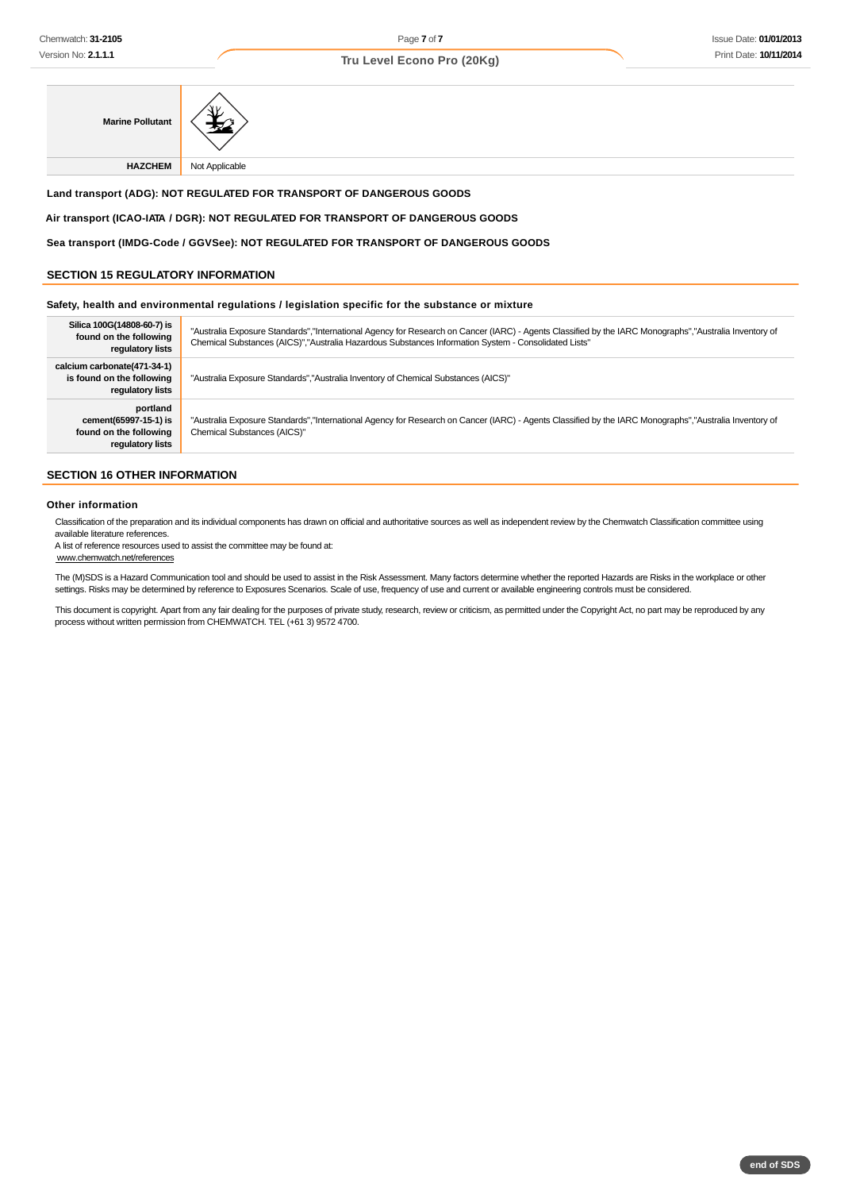| | |
|---|---|
| **Marine Pollutant** | |
| **HAZCHEM** | Not Applicable |

**Land transport (ADG): NOT REGULATED FOR TRANSPORT OF DANGEROUS GOODS**

**Air transport (ICAO-IATA / DGR): NOT REGULATED FOR TRANSPORT OF DANGEROUS GOODS**

**Sea transport (IMDG-Code / GGVSee): NOT REGULATED FOR TRANSPORT OF DANGEROUS GOODS**

## SECTION 15 REGULATORY INFORMATION

### Safety, health and environmental regulations / legislation specific for the substance or mixture

| | |
|---|---|
| **Silica 100G(14808-60-7) is found on the following regulatory lists** | "Australia Exposure Standards","International Agency for Research on Cancer (IARC) - Agents Classified by the IARC Monographs","Australia Inventory of Chemical Substances (AICS)","Australia Hazardous Substances Information System - Consolidated Lists" |
| **calcium carbonate(471-34-1) is found on the following regulatory lists** | "Australia Exposure Standards","Australia Inventory of Chemical Substances (AICS)" |
| **portland cement(65997-15-1) is found on the following regulatory lists** | "Australia Exposure Standards","International Agency for Research on Cancer (IARC) - Agents Classified by the IARC Monographs","Australia Inventory of Chemical Substances (AICS)" |

## SECTION 16 OTHER INFORMATION

### Other information

Classification of the preparation and its individual components has drawn on official and authoritative sources as well as independent review by the Chemwatch Classification committee using available literature references.
A list of reference resources used to assist the committee may be found at:
www.chemwatch.net/references

The (M)SDS is a Hazard Communication tool and should be used to assist in the Risk Assessment. Many factors determine whether the reported Hazards are Risks in the workplace or other settings. Risks may be determined by reference to Exposures Scenarios. Scale of use, frequency of use and current or available engineering controls must be considered.

This document is copyright. Apart from any fair dealing for the purposes of private study, research, review or criticism, as permitted under the Copyright Act, no part may be reproduced by any process without written permission from CHEMWATCH. TEL (+61 3) 9572 4700.

end of SDS